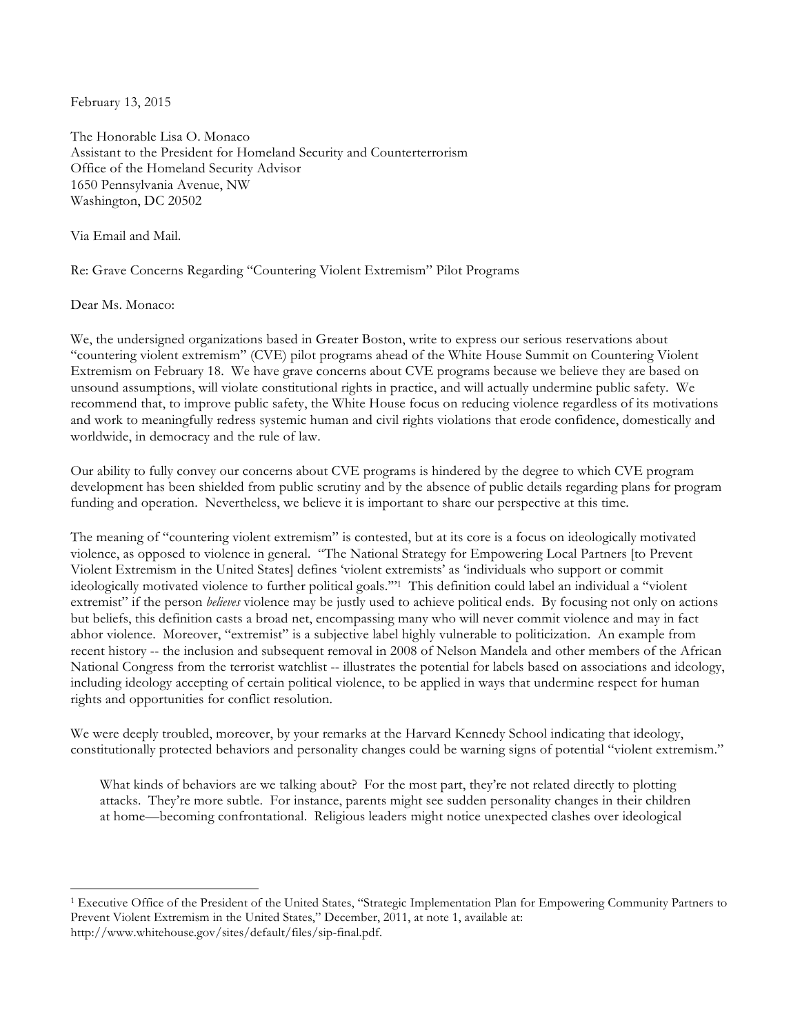February 13, 2015

The Honorable Lisa O. Monaco
Assistant to the President for Homeland Security and Counterterrorism
Office of the Homeland Security Advisor
1650 Pennsylvania Avenue, NW
Washington, DC 20502

Via Email and Mail.

Re: Grave Concerns Regarding "Countering Violent Extremism" Pilot Programs

Dear Ms. Monaco:

We, the undersigned organizations based in Greater Boston, write to express our serious reservations about "countering violent extremism" (CVE) pilot programs ahead of the White House Summit on Countering Violent Extremism on February 18. We have grave concerns about CVE programs because we believe they are based on unsound assumptions, will violate constitutional rights in practice, and will actually undermine public safety. We recommend that, to improve public safety, the White House focus on reducing violence regardless of its motivations and work to meaningfully redress systemic human and civil rights violations that erode confidence, domestically and worldwide, in democracy and the rule of law.

Our ability to fully convey our concerns about CVE programs is hindered by the degree to which CVE program development has been shielded from public scrutiny and by the absence of public details regarding plans for program funding and operation. Nevertheless, we believe it is important to share our perspective at this time.

The meaning of "countering violent extremism" is contested, but at its core is a focus on ideologically motivated violence, as opposed to violence in general. "The National Strategy for Empowering Local Partners [to Prevent Violent Extremism in the United States] defines 'violent extremists' as 'individuals who support or commit ideologically motivated violence to further political goals.'"[1] This definition could label an individual a "violent extremist" if the person *believes* violence may be justly used to achieve political ends. By focusing not only on actions but beliefs, this definition casts a broad net, encompassing many who will never commit violence and may in fact abhor violence. Moreover, "extremist" is a subjective label highly vulnerable to politicization. An example from recent history -- the inclusion and subsequent removal in 2008 of Nelson Mandela and other members of the African National Congress from the terrorist watchlist -- illustrates the potential for labels based on associations and ideology, including ideology accepting of certain political violence, to be applied in ways that undermine respect for human rights and opportunities for conflict resolution.

We were deeply troubled, moreover, by your remarks at the Harvard Kennedy School indicating that ideology, constitutionally protected behaviors and personality changes could be warning signs of potential "violent extremism."

> What kinds of behaviors are we talking about? For the most part, they're not related directly to plotting attacks. They're more subtle. For instance, parents might see sudden personality changes in their children at home—becoming confrontational. Religious leaders might notice unexpected clashes over ideological

---

[1] Executive Office of the President of the United States, "Strategic Implementation Plan for Empowering Community Partners to Prevent Violent Extremism in the United States," December, 2011, at note 1, available at: http://www.whitehouse.gov/sites/default/files/sip-final.pdf.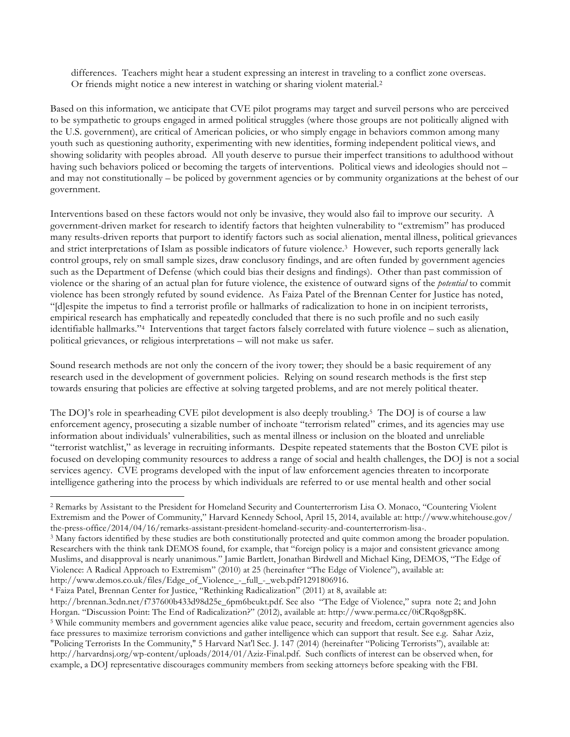differences. Teachers might hear a student expressing an interest in traveling to a conflict zone overseas. Or friends might notice a new interest in watching or sharing violent material.[2]

Based on this information, we anticipate that CVE pilot programs may target and surveil persons who are perceived to be sympathetic to groups engaged in armed political struggles (where those groups are not politically aligned with the U.S. government), are critical of American policies, or who simply engage in behaviors common among many youth such as questioning authority, experimenting with new identities, forming independent political views, and showing solidarity with peoples abroad. All youth deserve to pursue their imperfect transitions to adulthood without having such behaviors policed or becoming the targets of interventions. Political views and ideologies should not – and may not constitutionally – be policed by government agencies or by community organizations at the behest of our government.

Interventions based on these factors would not only be invasive, they would also fail to improve our security. A government-driven market for research to identify factors that heighten vulnerability to "extremism" has produced many results-driven reports that purport to identify factors such as social alienation, mental illness, political grievances and strict interpretations of Islam as possible indicators of future violence.[3] However, such reports generally lack control groups, rely on small sample sizes, draw conclusory findings, and are often funded by government agencies such as the Department of Defense (which could bias their designs and findings). Other than past commission of violence or the sharing of an actual plan for future violence, the existence of outward signs of the *potential* to commit violence has been strongly refuted by sound evidence. As Faiza Patel of the Brennan Center for Justice has noted, "[d]espite the impetus to find a terrorist profile or hallmarks of radicalization to hone in on incipient terrorists, empirical research has emphatically and repeatedly concluded that there is no such profile and no such easily identifiable hallmarks."[4] Interventions that target factors falsely correlated with future violence – such as alienation, political grievances, or religious interpretations – will not make us safer.

Sound research methods are not only the concern of the ivory tower; they should be a basic requirement of any research used in the development of government policies. Relying on sound research methods is the first step towards ensuring that policies are effective at solving targeted problems, and are not merely political theater.

The DOJ's role in spearheading CVE pilot development is also deeply troubling.[5] The DOJ is of course a law enforcement agency, prosecuting a sizable number of inchoate "terrorism related" crimes, and its agencies may use information about individuals' vulnerabilities, such as mental illness or inclusion on the bloated and unreliable "terrorist watchlist," as leverage in recruiting informants. Despite repeated statements that the Boston CVE pilot is focused on developing community resources to address a range of social and health challenges, the DOJ is not a social services agency. CVE programs developed with the input of law enforcement agencies threaten to incorporate intelligence gathering into the process by which individuals are referred to or use mental health and other social

---

[2] Remarks by Assistant to the President for Homeland Security and Counterterrorism Lisa O. Monaco, "Countering Violent Extremism and the Power of Community," Harvard Kennedy School, April 15, 2014, available at: http://www.whitehouse.gov/the-press-office/2014/04/16/remarks-assistant-president-homeland-security-and-counterterrorism-lisa-.

[3] Many factors identified by these studies are both constitutionally protected and quite common among the broader population. Researchers with the think tank DEMOS found, for example, that "foreign policy is a major and consistent grievance among Muslims, and disapproval is nearly unanimous." Jamie Bartlett, Jonathan Birdwell and Michael King, DEMOS, "The Edge of Violence: A Radical Approach to Extremism" (2010) at 25 (hereinafter "The Edge of Violence"), available at: http://www.demos.co.uk/files/Edge_of_Violence_-_full_-_web.pdf?1291806916.

[4] Faiza Patel, Brennan Center for Justice, "Rethinking Radicalization" (2011) at 8, available at: http://brennan.3cdn.net/f737600b433d98d25e_6pm6beukt.pdf. See also "The Edge of Violence," supra note 2; and John Horgan. "Discussion Point: The End of Radicalization?" (2012), available at: http://www.perma.cc/0iCRqo8gp8K.

[5] While community members and government agencies alike value peace, security and freedom, certain government agencies also face pressures to maximize terrorism convictions and gather intelligence which can support that result. See e.g. Sahar Aziz, "Policing Terrorists In the Community," 5 Harvard Nat'l Sec. J. 147 (2014) (hereinafter "Policing Terrorists"), available at: http://harvardnsj.org/wp-content/uploads/2014/01/Aziz-Final.pdf. Such conflicts of interest can be observed when, for example, a DOJ representative discourages community members from seeking attorneys before speaking with the FBI.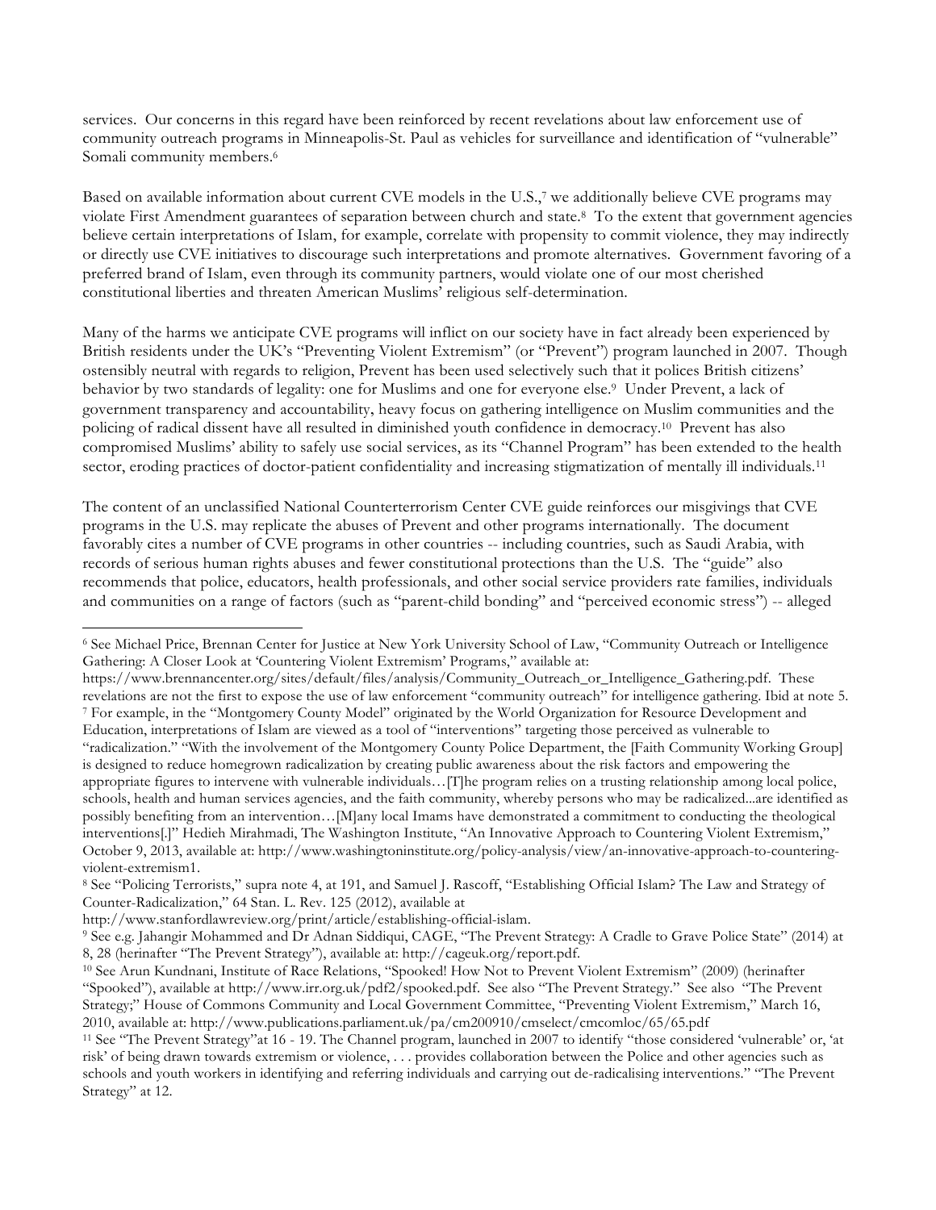services. Our concerns in this regard have been reinforced by recent revelations about law enforcement use of community outreach programs in Minneapolis-St. Paul as vehicles for surveillance and identification of "vulnerable" Somali community members.[6]

Based on available information about current CVE models in the U.S.,[7] we additionally believe CVE programs may violate First Amendment guarantees of separation between church and state.[8] To the extent that government agencies believe certain interpretations of Islam, for example, correlate with propensity to commit violence, they may indirectly or directly use CVE initiatives to discourage such interpretations and promote alternatives. Government favoring of a preferred brand of Islam, even through its community partners, would violate one of our most cherished constitutional liberties and threaten American Muslims' religious self-determination.

Many of the harms we anticipate CVE programs will inflict on our society have in fact already been experienced by British residents under the UK's "Preventing Violent Extremism" (or "Prevent") program launched in 2007. Though ostensibly neutral with regards to religion, Prevent has been used selectively such that it polices British citizens' behavior by two standards of legality: one for Muslims and one for everyone else.[9] Under Prevent, a lack of government transparency and accountability, heavy focus on gathering intelligence on Muslim communities and the policing of radical dissent have all resulted in diminished youth confidence in democracy.[10] Prevent has also compromised Muslims' ability to safely use social services, as its "Channel Program" has been extended to the health sector, eroding practices of doctor-patient confidentiality and increasing stigmatization of mentally ill individuals.[11]

The content of an unclassified National Counterterrorism Center CVE guide reinforces our misgivings that CVE programs in the U.S. may replicate the abuses of Prevent and other programs internationally. The document favorably cites a number of CVE programs in other countries -- including countries, such as Saudi Arabia, with records of serious human rights abuses and fewer constitutional protections than the U.S. The "guide" also recommends that police, educators, health professionals, and other social service providers rate families, individuals and communities on a range of factors (such as "parent-child bonding" and "perceived economic stress") -- alleged

---

[6] See Michael Price, Brennan Center for Justice at New York University School of Law, "Community Outreach or Intelligence Gathering: A Closer Look at 'Countering Violent Extremism' Programs," available at: https://www.brennancenter.org/sites/default/files/analysis/Community_Outreach_or_Intelligence_Gathering.pdf. These revelations are not the first to expose the use of law enforcement "community outreach" for intelligence gathering. Ibid at note 5.

[7] For example, in the "Montgomery County Model" originated by the World Organization for Resource Development and Education, interpretations of Islam are viewed as a tool of "interventions" targeting those perceived as vulnerable to "radicalization." "With the involvement of the Montgomery County Police Department, the [Faith Community Working Group] is designed to reduce homegrown radicalization by creating public awareness about the risk factors and empowering the appropriate figures to intervene with vulnerable individuals…[T]he program relies on a trusting relationship among local police, schools, health and human services agencies, and the faith community, whereby persons who may be radicalized...are identified as possibly benefiting from an intervention…[M]any local Imams have demonstrated a commitment to conducting the theological interventions[.]" Hedieh Mirahmadi, The Washington Institute, "An Innovative Approach to Countering Violent Extremism," October 9, 2013, available at: http://www.washingtoninstitute.org/policy-analysis/view/an-innovative-approach-to-countering-violent-extremism1.

[8] See "Policing Terrorists," supra note 4, at 191, and Samuel J. Rascoff, "Establishing Official Islam? The Law and Strategy of Counter-Radicalization," 64 Stan. L. Rev. 125 (2012), available at http://www.stanfordlawreview.org/print/article/establishing-official-islam.

[9] See e.g. Jahangir Mohammed and Dr Adnan Siddiqui, CAGE, "The Prevent Strategy: A Cradle to Grave Police State" (2014) at 8, 28 (herinafter "The Prevent Strategy"), available at: http://cageuk.org/report.pdf.

[10] See Arun Kundnani, Institute of Race Relations, "Spooked! How Not to Prevent Violent Extremism" (2009) (herinafter "Spooked"), available at http://www.irr.org.uk/pdf2/spooked.pdf. See also "The Prevent Strategy." See also "The Prevent Strategy;" House of Commons Community and Local Government Committee, "Preventing Violent Extremism," March 16, 2010, available at: http://www.publications.parliament.uk/pa/cm200910/cmselect/cmcomloc/65/65.pdf

[11] See "The Prevent Strategy"at 16 - 19. The Channel program, launched in 2007 to identify "those considered 'vulnerable' or, 'at risk' of being drawn towards extremism or violence, . . . provides collaboration between the Police and other agencies such as schools and youth workers in identifying and referring individuals and carrying out de-radicalising interventions." "The Prevent Strategy" at 12.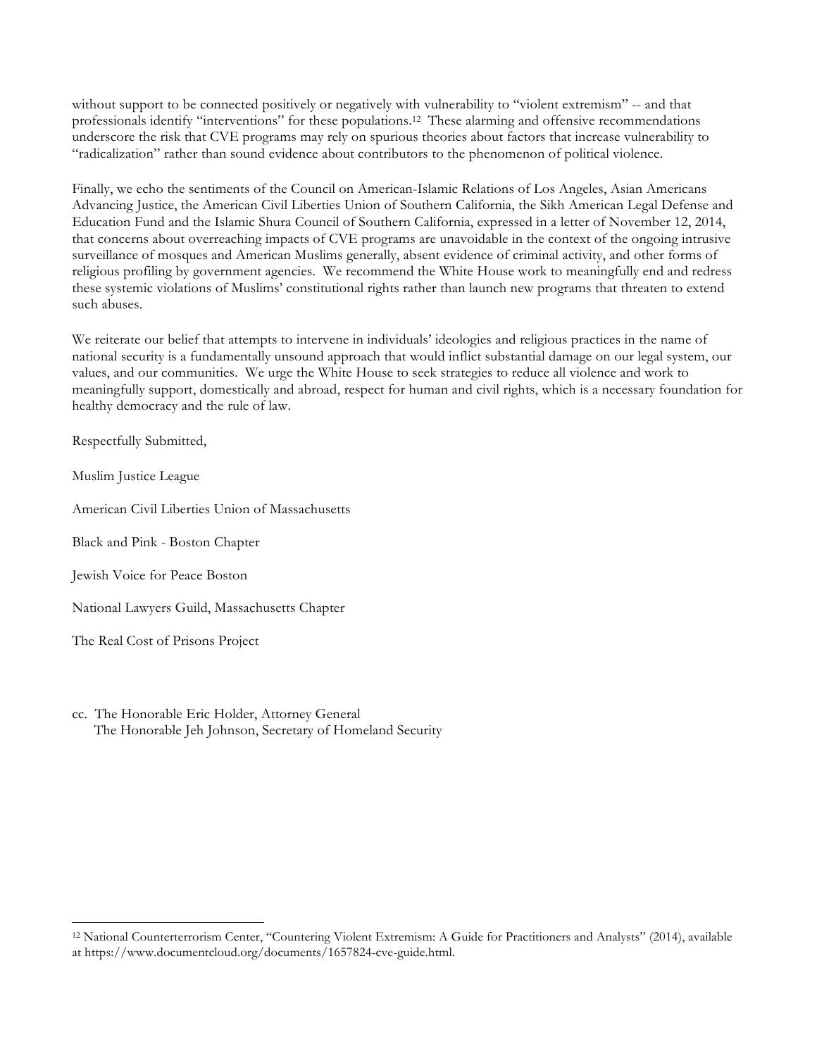without support to be connected positively or negatively with vulnerability to "violent extremism" -- and that professionals identify "interventions" for these populations.[12] These alarming and offensive recommendations underscore the risk that CVE programs may rely on spurious theories about factors that increase vulnerability to "radicalization" rather than sound evidence about contributors to the phenomenon of political violence.

Finally, we echo the sentiments of the Council on American-Islamic Relations of Los Angeles, Asian Americans Advancing Justice, the American Civil Liberties Union of Southern California, the Sikh American Legal Defense and Education Fund and the Islamic Shura Council of Southern California, expressed in a letter of November 12, 2014, that concerns about overreaching impacts of CVE programs are unavoidable in the context of the ongoing intrusive surveillance of mosques and American Muslims generally, absent evidence of criminal activity, and other forms of religious profiling by government agencies. We recommend the White House work to meaningfully end and redress these systemic violations of Muslims' constitutional rights rather than launch new programs that threaten to extend such abuses.

We reiterate our belief that attempts to intervene in individuals' ideologies and religious practices in the name of national security is a fundamentally unsound approach that would inflict substantial damage on our legal system, our values, and our communities. We urge the White House to seek strategies to reduce all violence and work to meaningfully support, domestically and abroad, respect for human and civil rights, which is a necessary foundation for healthy democracy and the rule of law.

Respectfully Submitted,

Muslim Justice League

American Civil Liberties Union of Massachusetts

Black and Pink - Boston Chapter

Jewish Voice for Peace Boston

National Lawyers Guild, Massachusetts Chapter

The Real Cost of Prisons Project

cc. The Honorable Eric Holder, Attorney General
The Honorable Jeh Johnson, Secretary of Homeland Security

---

[12] National Counterterrorism Center, "Countering Violent Extremism: A Guide for Practitioners and Analysts" (2014), available at https://www.documentcloud.org/documents/1657824-cve-guide.html.